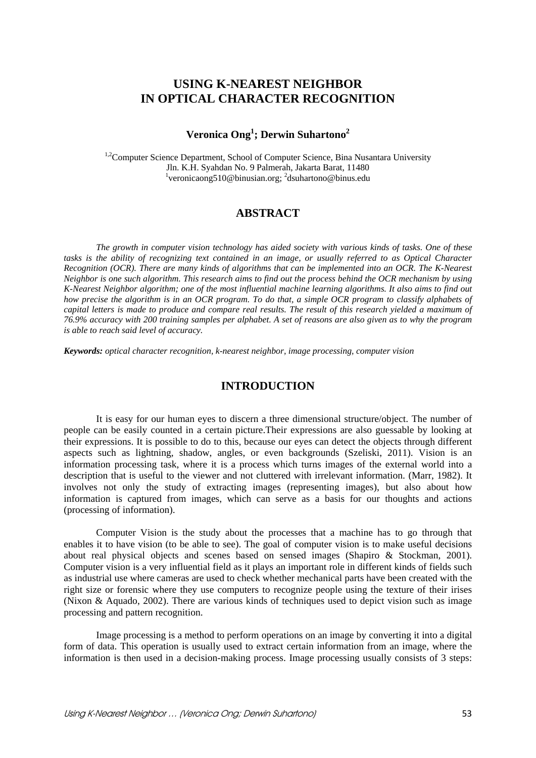# USING K-NEAREST NEIGHBOR IN OPTICAL CHARACTER RECOGNITION

**Veronica Ong[1]; Derwin Suhartono[2]**

[1,2]Computer Science Department, School of Computer Science, Bina Nusantara University
Jln. K.H. Syahdan No. 9 Palmerah, Jakarta Barat, 11480
[1]veronicaong510@binusian.org; [2]dsuhartono@binus.edu

## ABSTRACT

*The growth in computer vision technology has aided society with various kinds of tasks. One of these tasks is the ability of recognizing text contained in an image, or usually referred to as Optical Character Recognition (OCR). There are many kinds of algorithms that can be implemented into an OCR. The K-Nearest Neighbor is one such algorithm. This research aims to find out the process behind the OCR mechanism by using K-Nearest Neighbor algorithm; one of the most influential machine learning algorithms. It also aims to find out how precise the algorithm is in an OCR program. To do that, a simple OCR program to classify alphabets of capital letters is made to produce and compare real results. The result of this research yielded a maximum of 76.9% accuracy with 200 training samples per alphabet. A set of reasons are also given as to why the program is able to reach said level of accuracy.*

***Keywords:*** *optical character recognition, k-nearest neighbor, image processing, computer vision*

## INTRODUCTION

It is easy for our human eyes to discern a three dimensional structure/object. The number of people can be easily counted in a certain picture.Their expressions are also guessable by looking at their expressions. It is possible to do to this, because our eyes can detect the objects through different aspects such as lightning, shadow, angles, or even backgrounds (Szeliski, 2011). Vision is an information processing task, where it is a process which turns images of the external world into a description that is useful to the viewer and not cluttered with irrelevant information. (Marr, 1982). It involves not only the study of extracting images (representing images), but also about how information is captured from images, which can serve as a basis for our thoughts and actions (processing of information).

Computer Vision is the study about the processes that a machine has to go through that enables it to have vision (to be able to see). The goal of computer vision is to make useful decisions about real physical objects and scenes based on sensed images (Shapiro & Stockman, 2001). Computer vision is a very influential field as it plays an important role in different kinds of fields such as industrial use where cameras are used to check whether mechanical parts have been created with the right size or forensic where they use computers to recognize people using the texture of their irises (Nixon & Aquado, 2002). There are various kinds of techniques used to depict vision such as image processing and pattern recognition.

Image processing is a method to perform operations on an image by converting it into a digital form of data. This operation is usually used to extract certain information from an image, where the information is then used in a decision-making process. Image processing usually consists of 3 steps: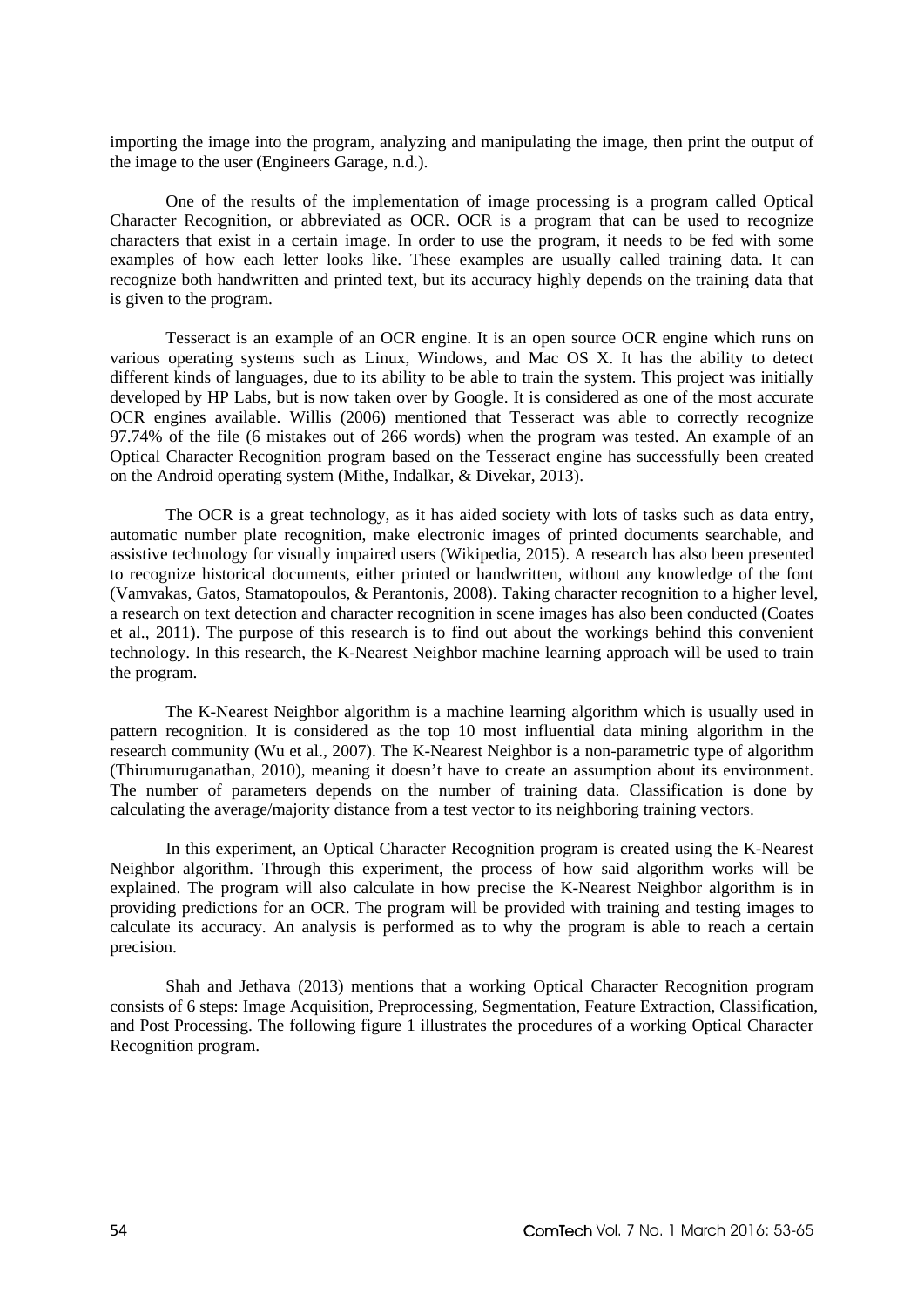importing the image into the program, analyzing and manipulating the image, then print the output of the image to the user (Engineers Garage, n.d.).

One of the results of the implementation of image processing is a program called Optical Character Recognition, or abbreviated as OCR. OCR is a program that can be used to recognize characters that exist in a certain image. In order to use the program, it needs to be fed with some examples of how each letter looks like. These examples are usually called training data. It can recognize both handwritten and printed text, but its accuracy highly depends on the training data that is given to the program.

Tesseract is an example of an OCR engine. It is an open source OCR engine which runs on various operating systems such as Linux, Windows, and Mac OS X. It has the ability to detect different kinds of languages, due to its ability to be able to train the system. This project was initially developed by HP Labs, but is now taken over by Google. It is considered as one of the most accurate OCR engines available. Willis (2006) mentioned that Tesseract was able to correctly recognize 97.74% of the file (6 mistakes out of 266 words) when the program was tested. An example of an Optical Character Recognition program based on the Tesseract engine has successfully been created on the Android operating system (Mithe, Indalkar, & Divekar, 2013).

The OCR is a great technology, as it has aided society with lots of tasks such as data entry, automatic number plate recognition, make electronic images of printed documents searchable, and assistive technology for visually impaired users (Wikipedia, 2015). A research has also been presented to recognize historical documents, either printed or handwritten, without any knowledge of the font (Vamvakas, Gatos, Stamatopoulos, & Perantonis, 2008). Taking character recognition to a higher level, a research on text detection and character recognition in scene images has also been conducted (Coates et al., 2011). The purpose of this research is to find out about the workings behind this convenient technology. In this research, the K-Nearest Neighbor machine learning approach will be used to train the program.

The K-Nearest Neighbor algorithm is a machine learning algorithm which is usually used in pattern recognition. It is considered as the top 10 most influential data mining algorithm in the research community (Wu et al., 2007). The K-Nearest Neighbor is a non-parametric type of algorithm (Thirumuruganathan, 2010), meaning it doesn't have to create an assumption about its environment. The number of parameters depends on the number of training data. Classification is done by calculating the average/majority distance from a test vector to its neighboring training vectors.

In this experiment, an Optical Character Recognition program is created using the K-Nearest Neighbor algorithm. Through this experiment, the process of how said algorithm works will be explained. The program will also calculate in how precise the K-Nearest Neighbor algorithm is in providing predictions for an OCR. The program will be provided with training and testing images to calculate its accuracy. An analysis is performed as to why the program is able to reach a certain precision.

Shah and Jethava (2013) mentions that a working Optical Character Recognition program consists of 6 steps: Image Acquisition, Preprocessing, Segmentation, Feature Extraction, Classification, and Post Processing. The following figure 1 illustrates the procedures of a working Optical Character Recognition program.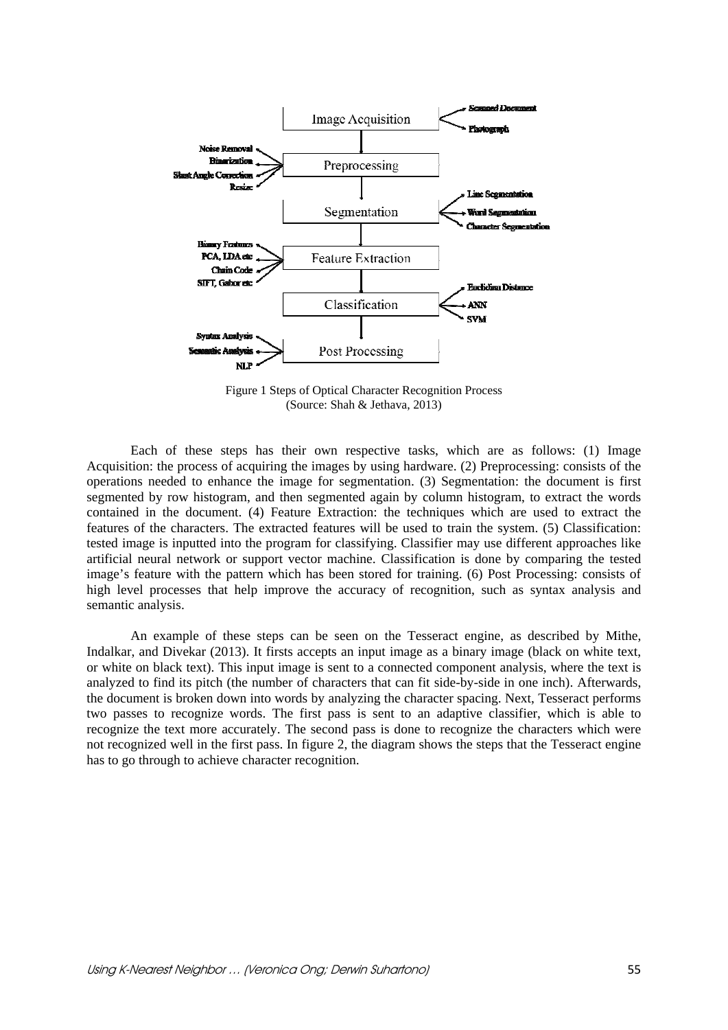Figure 1 Steps of Optical Character Recognition Process
(Source: Shah & Jethava, 2013)

Each of these steps has their own respective tasks, which are as follows: (1) Image Acquisition: the process of acquiring the images by using hardware. (2) Preprocessing: consists of the operations needed to enhance the image for segmentation. (3) Segmentation: the document is first segmented by row histogram, and then segmented again by column histogram, to extract the words contained in the document. (4) Feature Extraction: the techniques which are used to extract the features of the characters. The extracted features will be used to train the system. (5) Classification: tested image is inputted into the program for classifying. Classifier may use different approaches like artificial neural network or support vector machine. Classification is done by comparing the tested image's feature with the pattern which has been stored for training. (6) Post Processing: consists of high level processes that help improve the accuracy of recognition, such as syntax analysis and semantic analysis.

An example of these steps can be seen on the Tesseract engine, as described by Mithe, Indalkar, and Divekar (2013). It firsts accepts an input image as a binary image (black on white text, or white on black text). This input image is sent to a connected component analysis, where the text is analyzed to find its pitch (the number of characters that can fit side-by-side in one inch). Afterwards, the document is broken down into words by analyzing the character spacing. Next, Tesseract performs two passes to recognize words. The first pass is sent to an adaptive classifier, which is able to recognize the text more accurately. The second pass is done to recognize the characters which were not recognized well in the first pass. In figure 2, the diagram shows the steps that the Tesseract engine has to go through to achieve character recognition.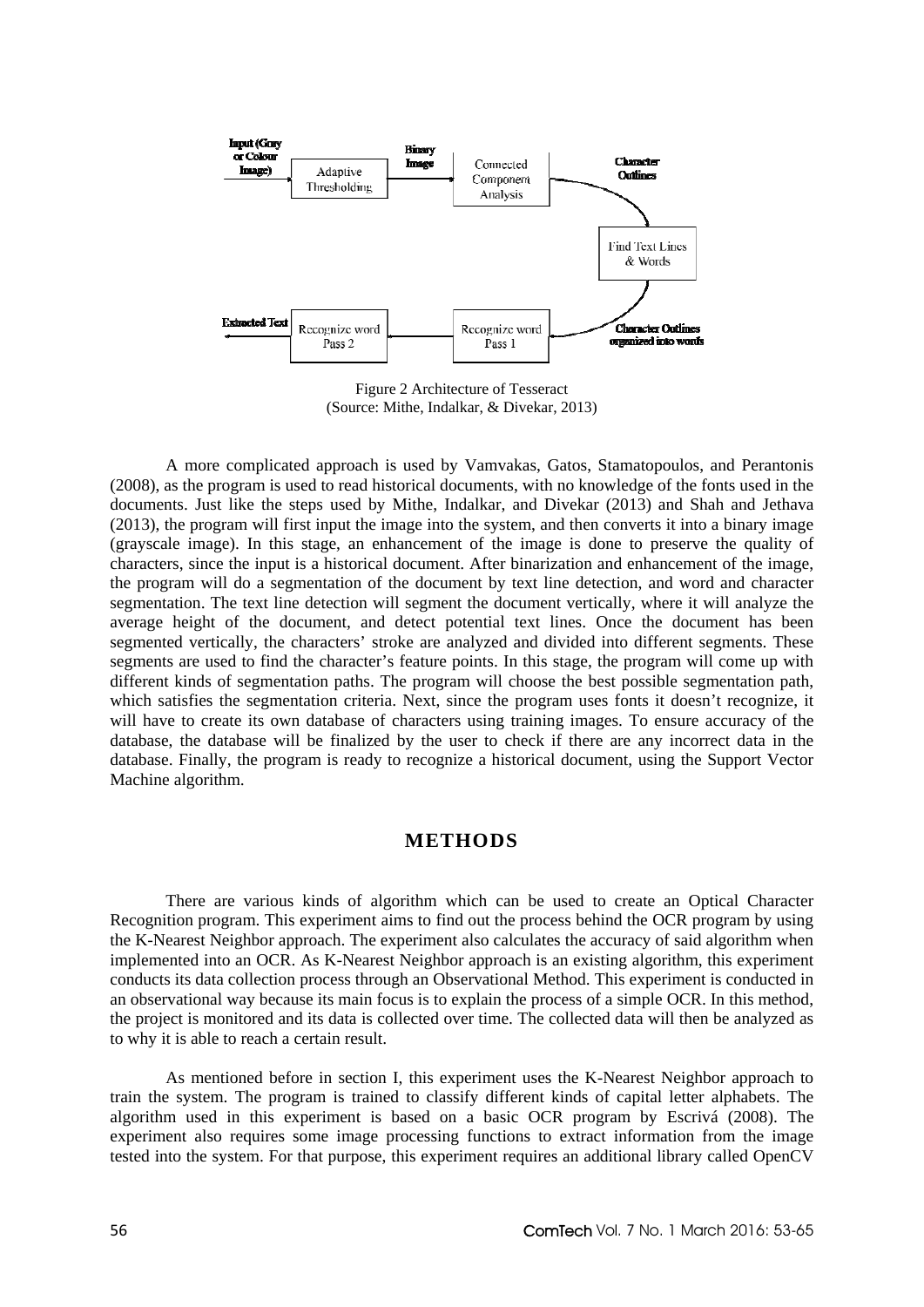Figure 2 Architecture of Tesseract
(Source: Mithe, Indalkar, & Divekar, 2013)

A more complicated approach is used by Vamvakas, Gatos, Stamatopoulos, and Perantonis (2008), as the program is used to read historical documents, with no knowledge of the fonts used in the documents. Just like the steps used by Mithe, Indalkar, and Divekar (2013) and Shah and Jethava (2013), the program will first input the image into the system, and then converts it into a binary image (grayscale image). In this stage, an enhancement of the image is done to preserve the quality of characters, since the input is a historical document. After binarization and enhancement of the image, the program will do a segmentation of the document by text line detection, and word and character segmentation. The text line detection will segment the document vertically, where it will analyze the average height of the document, and detect potential text lines. Once the document has been segmented vertically, the characters' stroke are analyzed and divided into different segments. These segments are used to find the character's feature points. In this stage, the program will come up with different kinds of segmentation paths. The program will choose the best possible segmentation path, which satisfies the segmentation criteria. Next, since the program uses fonts it doesn't recognize, it will have to create its own database of characters using training images. To ensure accuracy of the database, the database will be finalized by the user to check if there are any incorrect data in the database. Finally, the program is ready to recognize a historical document, using the Support Vector Machine algorithm.

## METHODS

There are various kinds of algorithm which can be used to create an Optical Character Recognition program. This experiment aims to find out the process behind the OCR program by using the K-Nearest Neighbor approach. The experiment also calculates the accuracy of said algorithm when implemented into an OCR. As K-Nearest Neighbor approach is an existing algorithm, this experiment conducts its data collection process through an Observational Method. This experiment is conducted in an observational way because its main focus is to explain the process of a simple OCR. In this method, the project is monitored and its data is collected over time. The collected data will then be analyzed as to why it is able to reach a certain result.

As mentioned before in section I, this experiment uses the K-Nearest Neighbor approach to train the system. The program is trained to classify different kinds of capital letter alphabets. The algorithm used in this experiment is based on a basic OCR program by Escrivá (2008). The experiment also requires some image processing functions to extract information from the image tested into the system. For that purpose, this experiment requires an additional library called OpenCV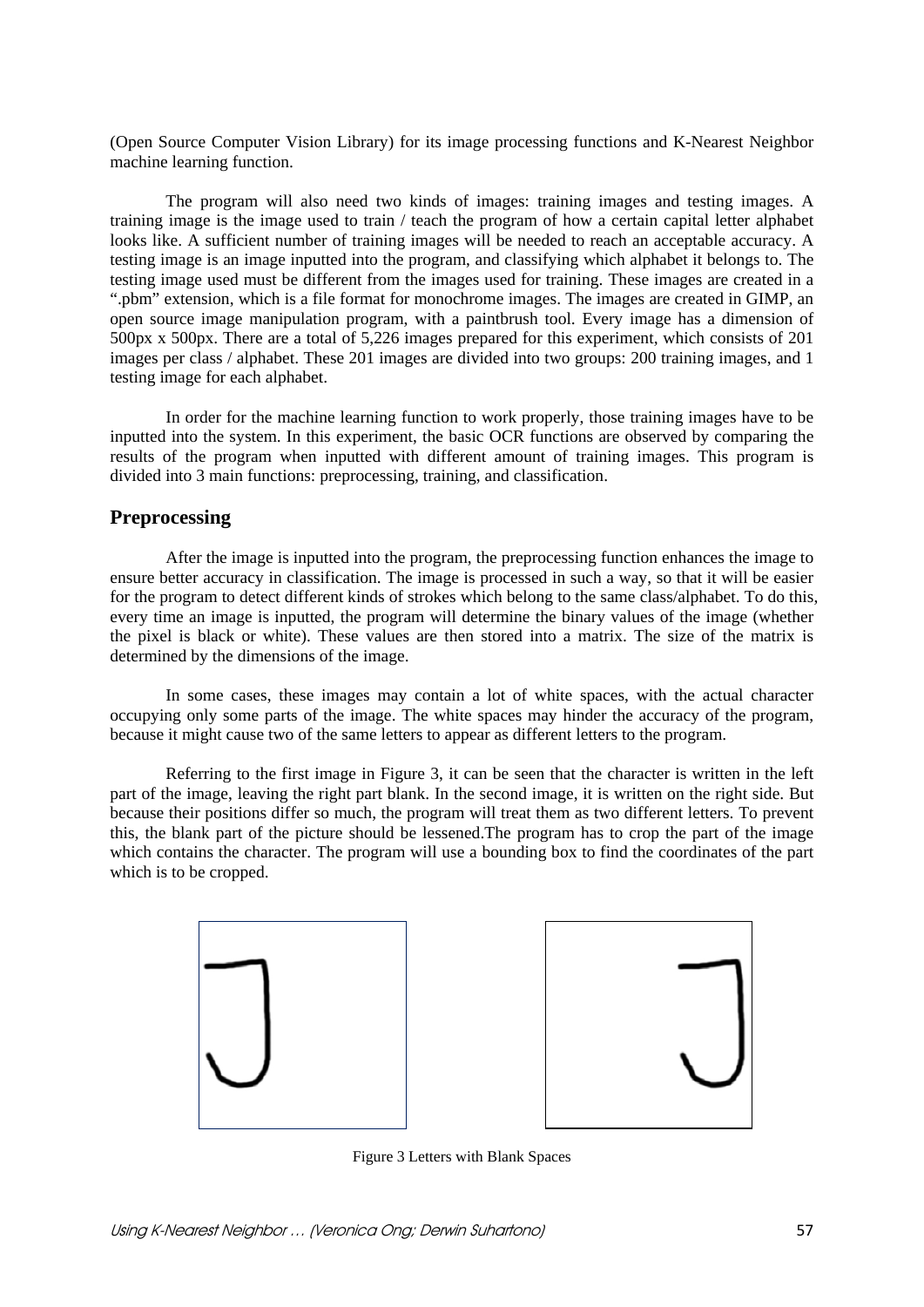(Open Source Computer Vision Library) for its image processing functions and K-Nearest Neighbor machine learning function.

The program will also need two kinds of images: training images and testing images. A training image is the image used to train / teach the program of how a certain capital letter alphabet looks like. A sufficient number of training images will be needed to reach an acceptable accuracy. A testing image is an image inputted into the program, and classifying which alphabet it belongs to. The testing image used must be different from the images used for training. These images are created in a ".pbm" extension, which is a file format for monochrome images. The images are created in GIMP, an open source image manipulation program, with a paintbrush tool. Every image has a dimension of 500px x 500px. There are a total of 5,226 images prepared for this experiment, which consists of 201 images per class / alphabet. These 201 images are divided into two groups: 200 training images, and 1 testing image for each alphabet.

In order for the machine learning function to work properly, those training images have to be inputted into the system. In this experiment, the basic OCR functions are observed by comparing the results of the program when inputted with different amount of training images. This program is divided into 3 main functions: preprocessing, training, and classification.

## Preprocessing

After the image is inputted into the program, the preprocessing function enhances the image to ensure better accuracy in classification. The image is processed in such a way, so that it will be easier for the program to detect different kinds of strokes which belong to the same class/alphabet. To do this, every time an image is inputted, the program will determine the binary values of the image (whether the pixel is black or white). These values are then stored into a matrix. The size of the matrix is determined by the dimensions of the image.

In some cases, these images may contain a lot of white spaces, with the actual character occupying only some parts of the image. The white spaces may hinder the accuracy of the program, because it might cause two of the same letters to appear as different letters to the program.

Referring to the first image in Figure 3, it can be seen that the character is written in the left part of the image, leaving the right part blank. In the second image, it is written on the right side. But because their positions differ so much, the program will treat them as two different letters. To prevent this, the blank part of the picture should be lessened.The program has to crop the part of the image which contains the character. The program will use a bounding box to find the coordinates of the part which is to be cropped.

Figure 3 Letters with Blank Spaces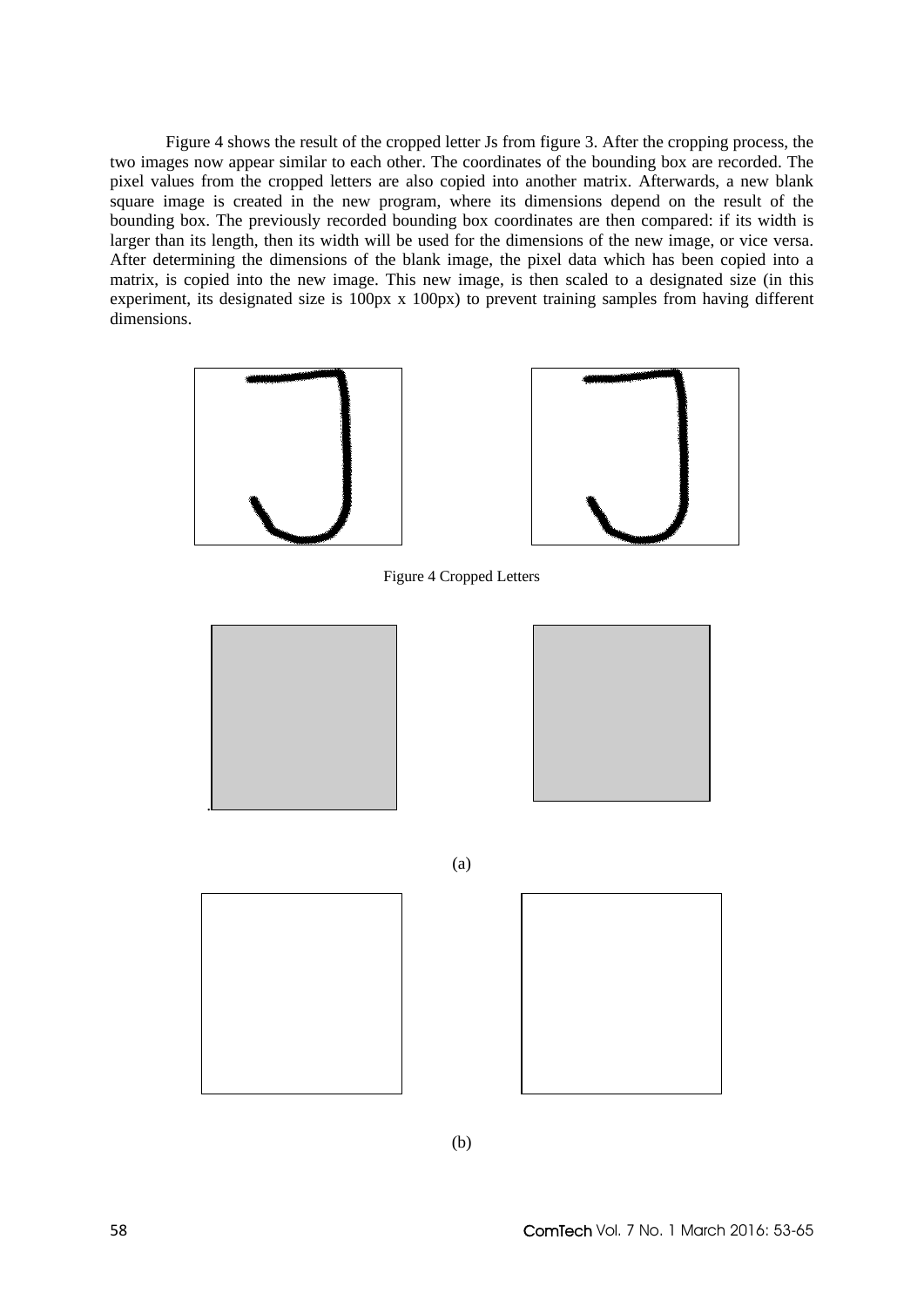Figure 4 shows the result of the cropped letter Js from figure 3. After the cropping process, the two images now appear similar to each other. The coordinates of the bounding box are recorded. The pixel values from the cropped letters are also copied into another matrix. Afterwards, a new blank square image is created in the new program, where its dimensions depend on the result of the bounding box. The previously recorded bounding box coordinates are then compared: if its width is larger than its length, then its width will be used for the dimensions of the new image, or vice versa. After determining the dimensions of the blank image, the pixel data which has been copied into a matrix, is copied into the new image. This new image, is then scaled to a designated size (in this experiment, its designated size is 100px x 100px) to prevent training samples from having different dimensions.

Figure 4 Cropped Letters

(a)

(b)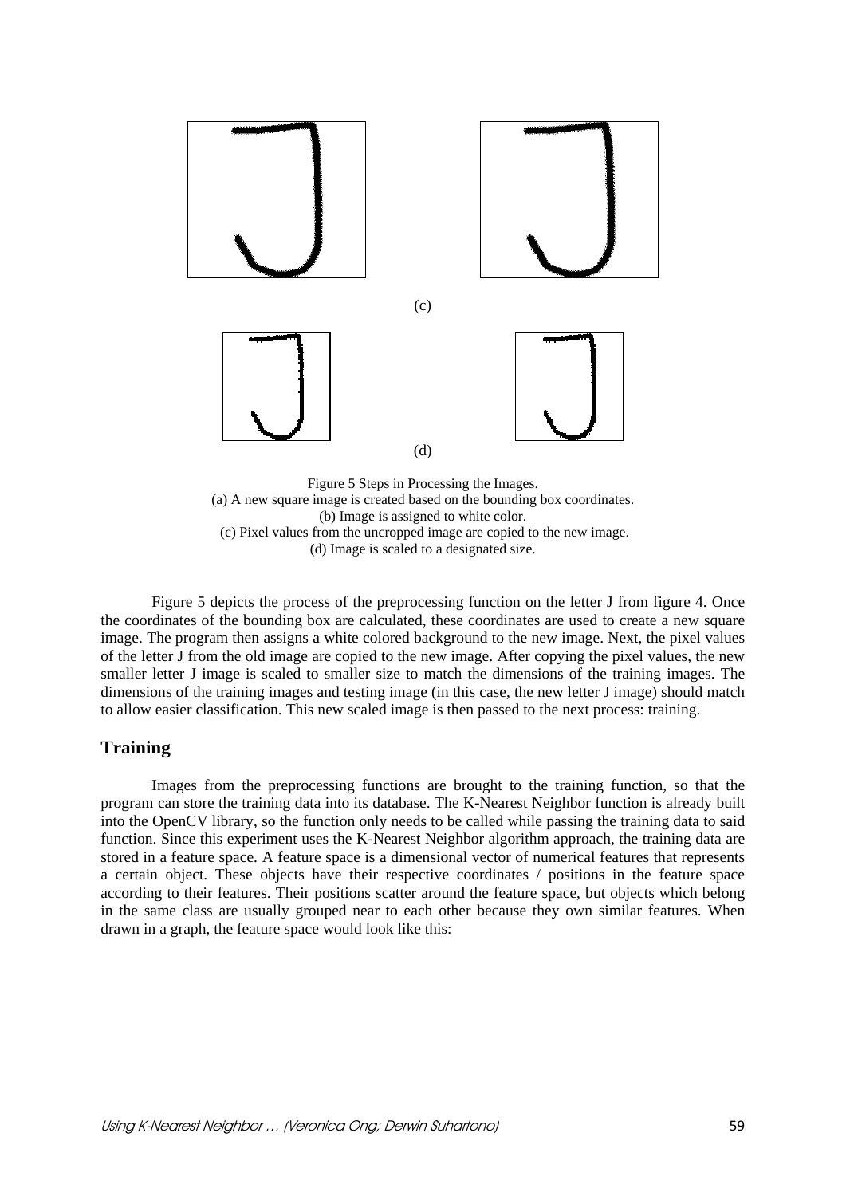(c)

(d)

Figure 5 Steps in Processing the Images.
(a) A new square image is created based on the bounding box coordinates.
(b) Image is assigned to white color.
(c) Pixel values from the uncropped image are copied to the new image.
(d) Image is scaled to a designated size.

Figure 5 depicts the process of the preprocessing function on the letter J from figure 4. Once the coordinates of the bounding box are calculated, these coordinates are used to create a new square image. The program then assigns a white colored background to the new image. Next, the pixel values of the letter J from the old image are copied to the new image. After copying the pixel values, the new smaller letter J image is scaled to smaller size to match the dimensions of the training images. The dimensions of the training images and testing image (in this case, the new letter J image) should match to allow easier classification. This new scaled image is then passed to the next process: training.

## Training

Images from the preprocessing functions are brought to the training function, so that the program can store the training data into its database. The K-Nearest Neighbor function is already built into the OpenCV library, so the function only needs to be called while passing the training data to said function. Since this experiment uses the K-Nearest Neighbor algorithm approach, the training data are stored in a feature space. A feature space is a dimensional vector of numerical features that represents a certain object. These objects have their respective coordinates / positions in the feature space according to their features. Their positions scatter around the feature space, but objects which belong in the same class are usually grouped near to each other because they own similar features. When drawn in a graph, the feature space would look like this: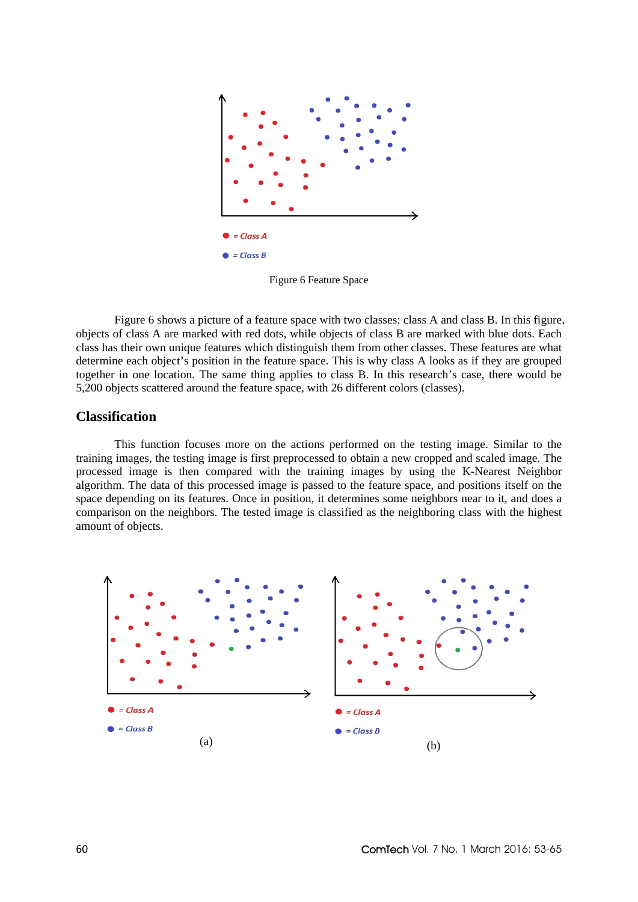= Class A

= Class B

Figure 6 Feature Space

Figure 6 shows a picture of a feature space with two classes: class A and class B. In this figure, objects of class A are marked with red dots, while objects of class B are marked with blue dots. Each class has their own unique features which distinguish them from other classes. These features are what determine each object's position in the feature space. This is why class A looks as if they are grouped together in one location. The same thing applies to class B. In this research's case, there would be 5,200 objects scattered around the feature space, with 26 different colors (classes).

## Classification

This function focuses more on the actions performed on the testing image. Similar to the training images, the testing image is first preprocessed to obtain a new cropped and scaled image. The processed image is then compared with the training images by using the K-Nearest Neighbor algorithm. The data of this processed image is passed to the feature space, and positions itself on the space depending on its features. Once in position, it determines some neighbors near to it, and does a comparison on the neighbors. The tested image is classified as the neighboring class with the highest amount of objects.

= Class A

= Class B

(a)

= Class A

= Class B

(b)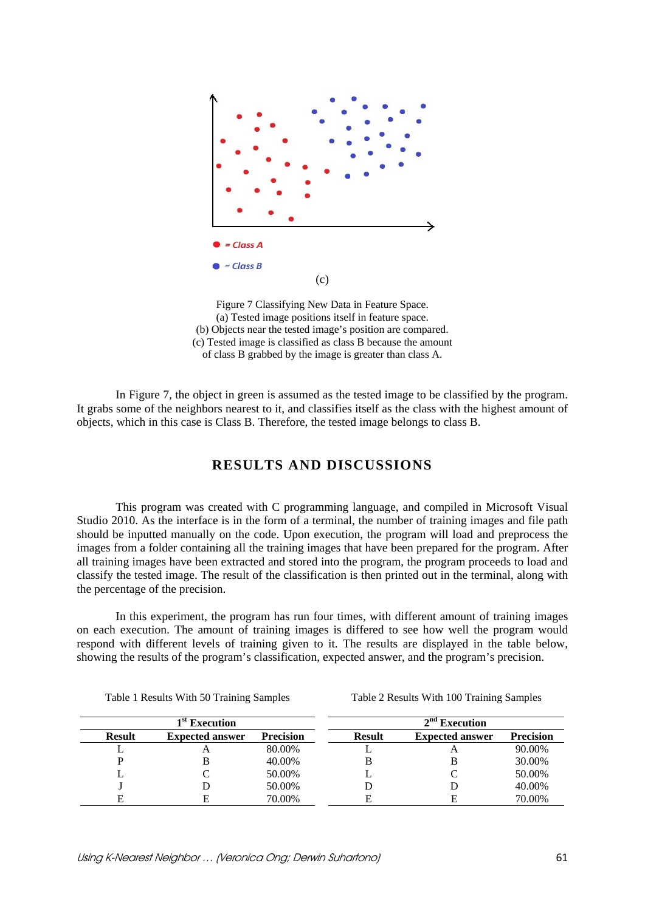(c)

Figure 7 Classifying New Data in Feature Space.
(a) Tested image positions itself in feature space.
(b) Objects near the tested image's position are compared.
(c) Tested image is classified as class B because the amount of class B grabbed by the image is greater than class A.

In Figure 7, the object in green is assumed as the tested image to be classified by the program. It grabs some of the neighbors nearest to it, and classifies itself as the class with the highest amount of objects, which in this case is Class B. Therefore, the tested image belongs to class B.

## RESULTS AND DISCUSSIONS

This program was created with C programming language, and compiled in Microsoft Visual Studio 2010. As the interface is in the form of a terminal, the number of training images and file path should be inputted manually on the code. Upon execution, the program will load and preprocess the images from a folder containing all the training images that have been prepared for the program. After all training images have been extracted and stored into the program, the program proceeds to load and classify the tested image. The result of the classification is then printed out in the terminal, along with the percentage of the precision.

In this experiment, the program has run four times, with different amount of training images on each execution. The amount of training images is differed to see how well the program would respond with different levels of training given to it. The results are displayed in the table below, showing the results of the program's classification, expected answer, and the program's precision.

Table 1 Results With 50 Training Samples

| 1st Execution | | |
|---|---|---|
| **Result** | **Expected answer** | **Precision** |
| L | A | 80.00% |
| P | B | 40.00% |
| L | C | 50.00% |
| J | D | 50.00% |
| E | E | 70.00% |

Table 2 Results With 100 Training Samples

| 2nd Execution | | |
|---|---|---|
| **Result** | **Expected answer** | **Precision** |
| L | A | 90.00% |
| B | B | 30.00% |
| L | C | 50.00% |
| D | D | 40.00% |
| E | E | 70.00% |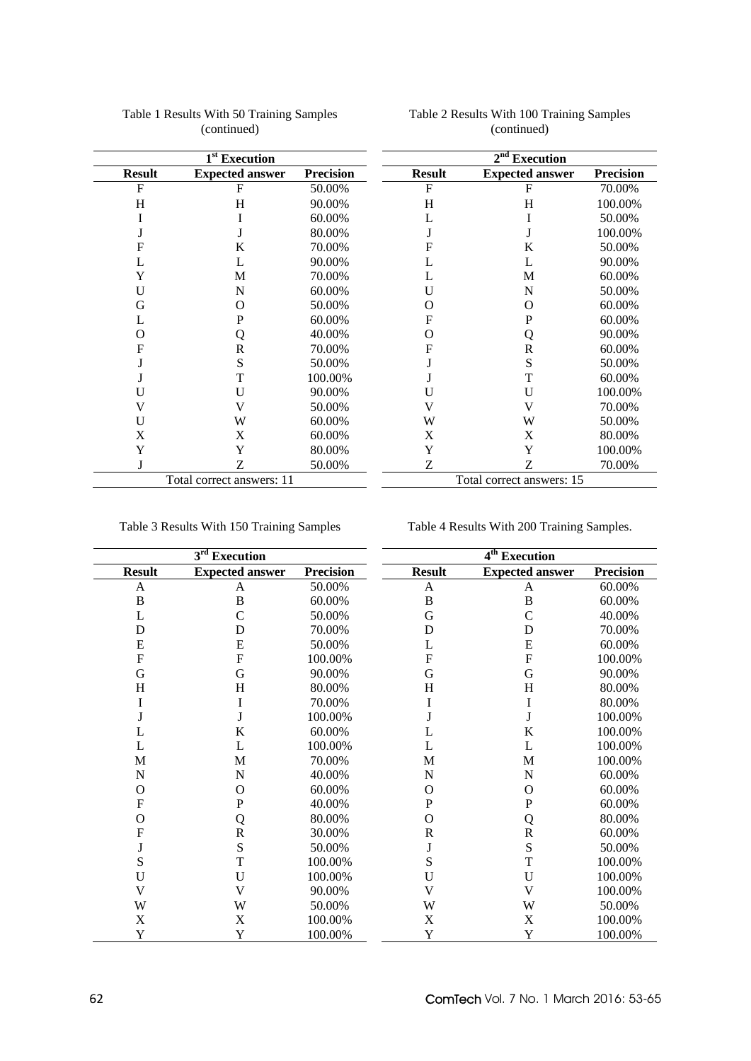Table 1 Results With 50 Training Samples (continued)

| 1st Execution | | |
|---|---|---|
| **Result** | **Expected answer** | **Precision** |
| F | F | 50.00% |
| H | H | 90.00% |
| I | I | 60.00% |
| J | J | 80.00% |
| F | K | 70.00% |
| L | L | 90.00% |
| Y | M | 70.00% |
| U | N | 60.00% |
| G | O | 50.00% |
| L | P | 60.00% |
| O | Q | 40.00% |
| F | R | 70.00% |
| J | S | 50.00% |
| J | T | 100.00% |
| U | U | 90.00% |
| V | V | 50.00% |
| U | W | 60.00% |
| X | X | 60.00% |
| Y | Y | 80.00% |
| J | Z | 50.00% |
| Total correct answers: 11 | | |

Table 2 Results With 100 Training Samples (continued)

| 2nd Execution | | |
|---|---|---|
| **Result** | **Expected answer** | **Precision** |
| F | F | 70.00% |
| H | H | 100.00% |
| L | I | 50.00% |
| J | J | 100.00% |
| F | K | 50.00% |
| L | L | 90.00% |
| L | M | 60.00% |
| U | N | 50.00% |
| O | O | 60.00% |
| F | P | 60.00% |
| O | Q | 90.00% |
| F | R | 60.00% |
| J | S | 50.00% |
| J | T | 60.00% |
| U | U | 100.00% |
| V | V | 70.00% |
| W | W | 50.00% |
| X | X | 80.00% |
| Y | Y | 100.00% |
| Z | Z | 70.00% |
| Total correct answers: 15 | | |

Table 3 Results With 150 Training Samples

| 3rd Execution | | |
|---|---|---|
| **Result** | **Expected answer** | **Precision** |
| A | A | 50.00% |
| B | B | 60.00% |
| L | C | 50.00% |
| D | D | 70.00% |
| E | E | 50.00% |
| F | F | 100.00% |
| G | G | 90.00% |
| H | H | 80.00% |
| I | I | 70.00% |
| J | J | 100.00% |
| L | K | 60.00% |
| L | L | 100.00% |
| M | M | 70.00% |
| N | N | 40.00% |
| O | O | 60.00% |
| F | P | 40.00% |
| O | Q | 80.00% |
| F | R | 30.00% |
| J | S | 50.00% |
| S | T | 100.00% |
| U | U | 100.00% |
| V | V | 90.00% |
| W | W | 50.00% |
| X | X | 100.00% |
| Y | Y | 100.00% |

Table 4 Results With 200 Training Samples.

| 4th Execution | | |
|---|---|---|
| **Result** | **Expected answer** | **Precision** |
| A | A | 60.00% |
| B | B | 60.00% |
| G | C | 40.00% |
| D | D | 70.00% |
| L | E | 60.00% |
| F | F | 100.00% |
| G | G | 90.00% |
| H | H | 80.00% |
| I | I | 80.00% |
| J | J | 100.00% |
| L | K | 100.00% |
| L | L | 100.00% |
| M | M | 100.00% |
| N | N | 60.00% |
| O | O | 60.00% |
| P | P | 60.00% |
| O | Q | 80.00% |
| R | R | 60.00% |
| J | S | 50.00% |
| S | T | 100.00% |
| U | U | 100.00% |
| V | V | 100.00% |
| W | W | 50.00% |
| X | X | 100.00% |
| Y | Y | 100.00% |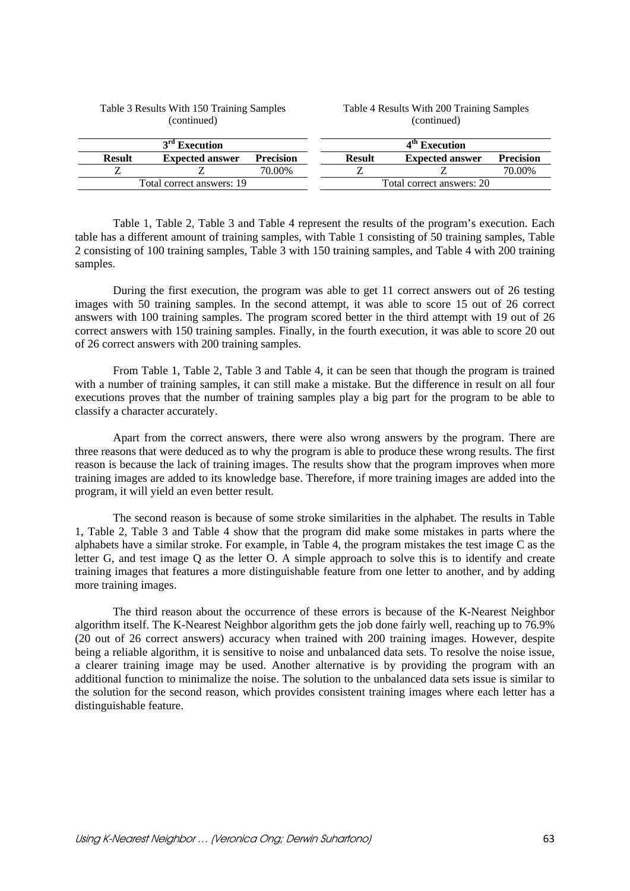Table 3 Results With 150 Training Samples (continued)

| 3rd Execution | | |
|---|---|---|
| Result | Expected answer | Precision |
| Z | Z | 70.00% |
| Total correct answers: 19 | | |

Table 4 Results With 200 Training Samples (continued)

| 4th Execution | | |
|---|---|---|
| Result | Expected answer | Precision |
| Z | Z | 70.00% |
| Total correct answers: 20 | | |

Table 1, Table 2, Table 3 and Table 4 represent the results of the program's execution. Each table has a different amount of training samples, with Table 1 consisting of 50 training samples, Table 2 consisting of 100 training samples, Table 3 with 150 training samples, and Table 4 with 200 training samples.

During the first execution, the program was able to get 11 correct answers out of 26 testing images with 50 training samples. In the second attempt, it was able to score 15 out of 26 correct answers with 100 training samples. The program scored better in the third attempt with 19 out of 26 correct answers with 150 training samples. Finally, in the fourth execution, it was able to score 20 out of 26 correct answers with 200 training samples.

From Table 1, Table 2, Table 3 and Table 4, it can be seen that though the program is trained with a number of training samples, it can still make a mistake. But the difference in result on all four executions proves that the number of training samples play a big part for the program to be able to classify a character accurately.

Apart from the correct answers, there were also wrong answers by the program. There are three reasons that were deduced as to why the program is able to produce these wrong results. The first reason is because the lack of training images. The results show that the program improves when more training images are added to its knowledge base. Therefore, if more training images are added into the program, it will yield an even better result.

The second reason is because of some stroke similarities in the alphabet. The results in Table 1, Table 2, Table 3 and Table 4 show that the program did make some mistakes in parts where the alphabets have a similar stroke. For example, in Table 4, the program mistakes the test image C as the letter G, and test image Q as the letter O. A simple approach to solve this is to identify and create training images that features a more distinguishable feature from one letter to another, and by adding more training images.

The third reason about the occurrence of these errors is because of the K-Nearest Neighbor algorithm itself. The K-Nearest Neighbor algorithm gets the job done fairly well, reaching up to 76.9% (20 out of 26 correct answers) accuracy when trained with 200 training images. However, despite being a reliable algorithm, it is sensitive to noise and unbalanced data sets. To resolve the noise issue, a clearer training image may be used. Another alternative is by providing the program with an additional function to minimalize the noise. The solution to the unbalanced data sets issue is similar to the solution for the second reason, which provides consistent training images where each letter has a distinguishable feature.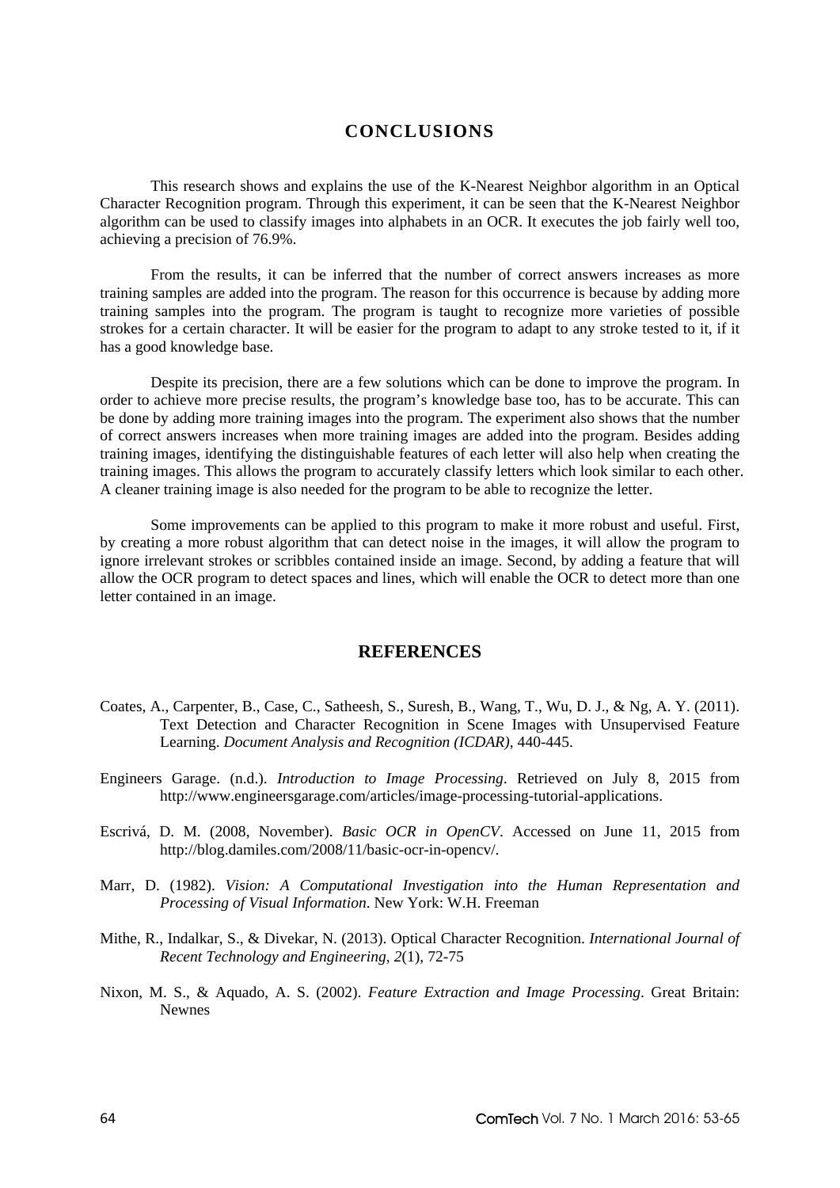## CONCLUSIONS

This research shows and explains the use of the K-Nearest Neighbor algorithm in an Optical Character Recognition program. Through this experiment, it can be seen that the K-Nearest Neighbor algorithm can be used to classify images into alphabets in an OCR. It executes the job fairly well too, achieving a precision of 76.9%.

From the results, it can be inferred that the number of correct answers increases as more training samples are added into the program. The reason for this occurrence is because by adding more training samples into the program. The program is taught to recognize more varieties of possible strokes for a certain character. It will be easier for the program to adapt to any stroke tested to it, if it has a good knowledge base.

Despite its precision, there are a few solutions which can be done to improve the program. In order to achieve more precise results, the program's knowledge base too, has to be accurate. This can be done by adding more training images into the program. The experiment also shows that the number of correct answers increases when more training images are added into the program. Besides adding training images, identifying the distinguishable features of each letter will also help when creating the training images. This allows the program to accurately classify letters which look similar to each other. A cleaner training image is also needed for the program to be able to recognize the letter.

Some improvements can be applied to this program to make it more robust and useful. First, by creating a more robust algorithm that can detect noise in the images, it will allow the program to ignore irrelevant strokes or scribbles contained inside an image. Second, by adding a feature that will allow the OCR program to detect spaces and lines, which will enable the OCR to detect more than one letter contained in an image.

## REFERENCES

Coates, A., Carpenter, B., Case, C., Satheesh, S., Suresh, B., Wang, T., Wu, D. J., & Ng, A. Y. (2011). Text Detection and Character Recognition in Scene Images with Unsupervised Feature Learning. *Document Analysis and Recognition (ICDAR)*, 440-445.

Engineers Garage. (n.d.). *Introduction to Image Processing*. Retrieved on July 8, 2015 from http://www.engineersgarage.com/articles/image-processing-tutorial-applications.

Escrivá, D. M. (2008, November). *Basic OCR in OpenCV*. Accessed on June 11, 2015 from http://blog.damiles.com/2008/11/basic-ocr-in-opencv/.

Marr, D. (1982). *Vision: A Computational Investigation into the Human Representation and Processing of Visual Information*. New York: W.H. Freeman

Mithe, R., Indalkar, S., & Divekar, N. (2013). Optical Character Recognition. *International Journal of Recent Technology and Engineering*, *2*(1), 72-75

Nixon, M. S., & Aquado, A. S. (2002). *Feature Extraction and Image Processing*. Great Britain: Newnes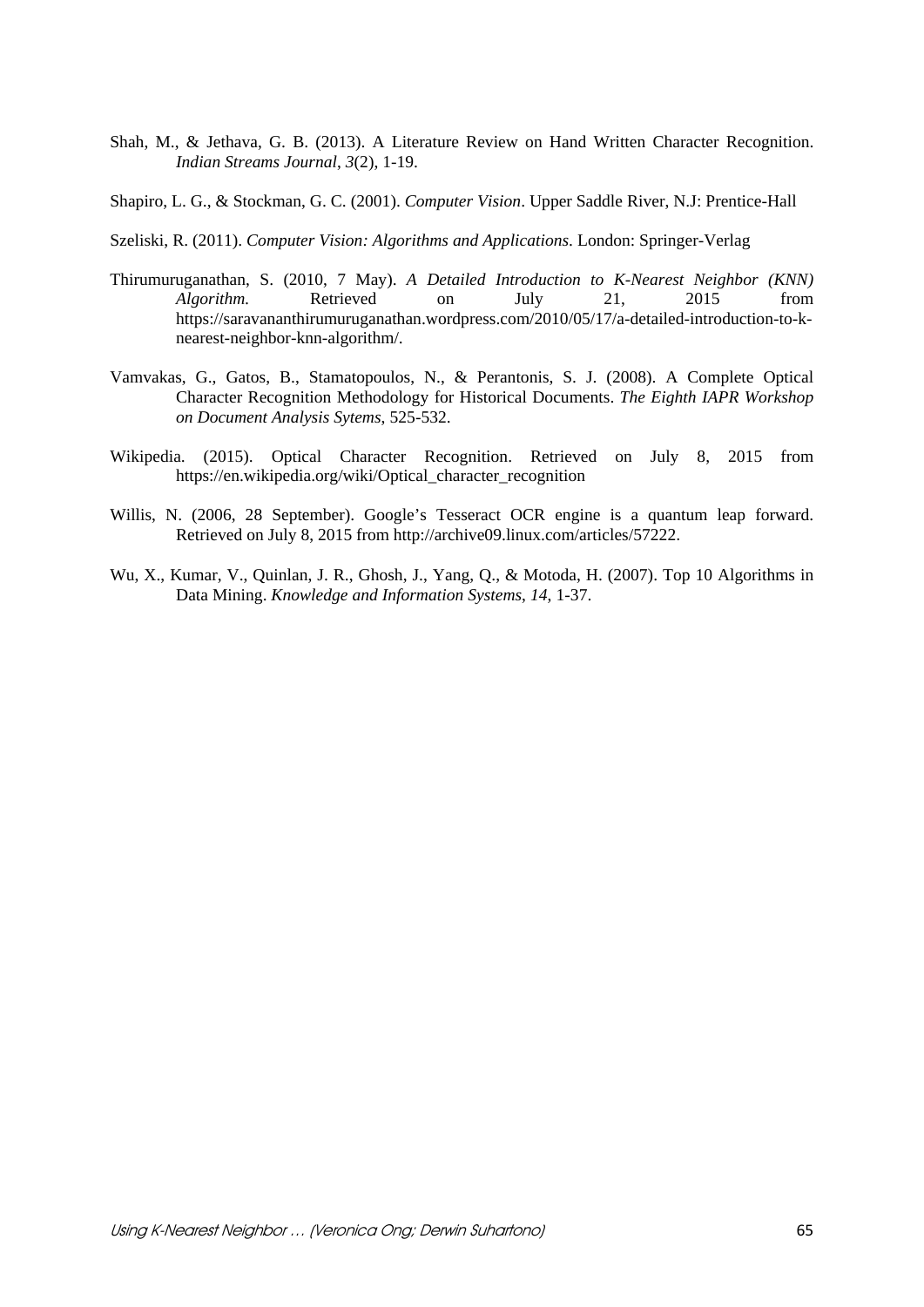Shah, M., & Jethava, G. B. (2013). A Literature Review on Hand Written Character Recognition. *Indian Streams Journal*, *3*(2), 1-19.

Shapiro, L. G., & Stockman, G. C. (2001). *Computer Vision*. Upper Saddle River, N.J: Prentice-Hall

Szeliski, R. (2011). *Computer Vision: Algorithms and Applications*. London: Springer-Verlag

Thirumuruganathan, S. (2010, 7 May). *A Detailed Introduction to K-Nearest Neighbor (KNN) Algorithm.* Retrieved on July 21, 2015 from https://saravananthirumuruganathan.wordpress.com/2010/05/17/a-detailed-introduction-to-k-nearest-neighbor-knn-algorithm/.

Vamvakas, G., Gatos, B., Stamatopoulos, N., & Perantonis, S. J. (2008). A Complete Optical Character Recognition Methodology for Historical Documents. *The Eighth IAPR Workshop on Document Analysis Sytems*, 525-532.

Wikipedia. (2015). Optical Character Recognition. Retrieved on July 8, 2015 from https://en.wikipedia.org/wiki/Optical_character_recognition

Willis, N. (2006, 28 September). Google's Tesseract OCR engine is a quantum leap forward. Retrieved on July 8, 2015 from http://archive09.linux.com/articles/57222.

Wu, X., Kumar, V., Quinlan, J. R., Ghosh, J., Yang, Q., & Motoda, H. (2007). Top 10 Algorithms in Data Mining. *Knowledge and Information Systems*, *14*, 1-37.